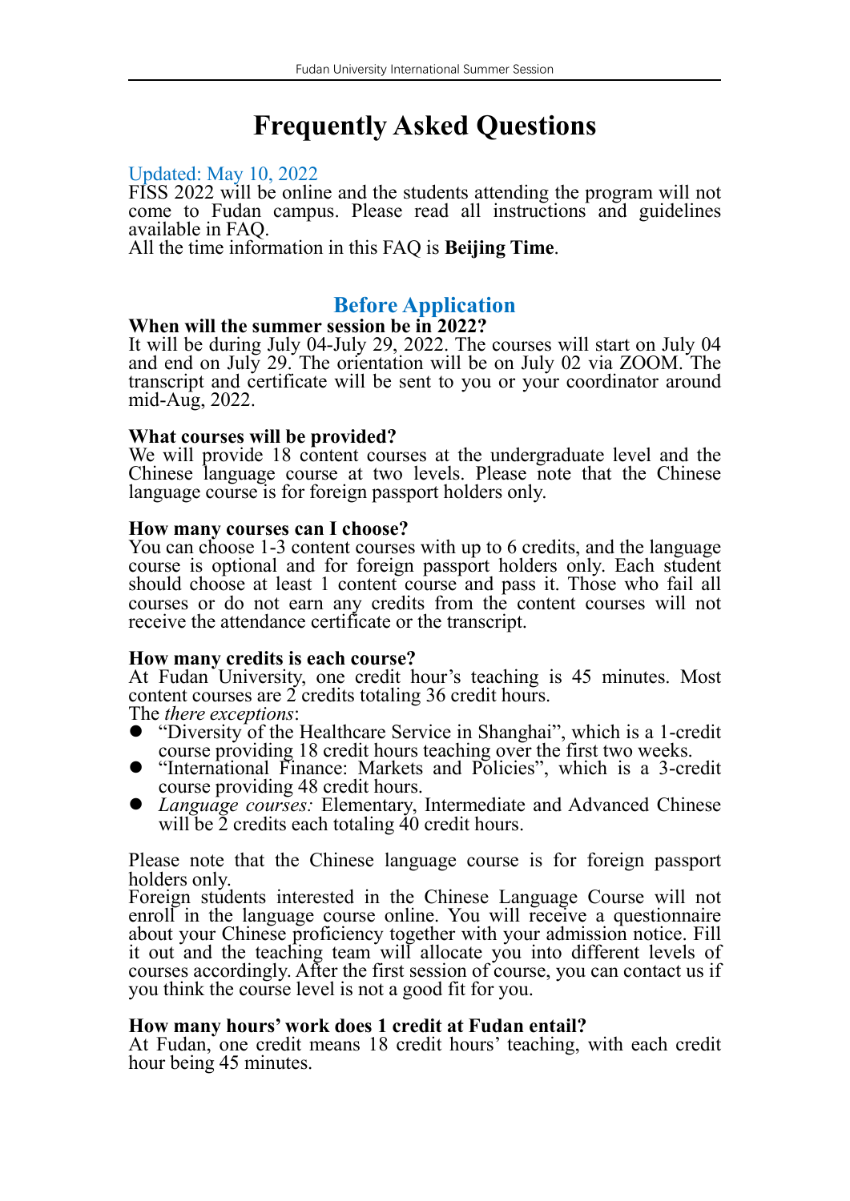# Frequently Asked Questions

Updated: May 10, 2022

FISS 2022 will be online and the students attending the program will not come to Fudan campus. Please read all instructions and guidelines available in FAQ.

All the time information in this FAQ is **Beijing Time**.

## Before Application

### When will the summer session be in 2022?

It will be during July 04-July 29, 2022. The courses will start on July 04 and end on July 29. The orientation will be on July 02 via ZOOM. The transcript and certificate will be sent to you or your coordinator around mid-Aug, 2022.

### What courses will be provided?

We will provide 18 content courses at the undergraduate level and the Chinese language course at two levels. Please note that the Chinese language course is for foreign passport holders only.

### How many courses can I choose?

You can choose 1-3 content courses with up to 6 credits, and the language course is optional and for foreign passport holders only. Each student should choose at least 1 content course and pass it. Those who fail all courses or do not earn any credits from the content courses will not receive the attendance certificate or the transcript.

### How many credits is each course?

At Fudan University, one credit hour's teaching is 45 minutes. Most content courses are 2 credits totaling 36 credit hours.

The *there exceptions*:

- "Diversity of the Healthcare Service in Shanghai", which is a 1-credit course providing 18 credit hours teaching over the first two weeks.
- "International Finance: Markets and Policies", which is a 3-credit course providing 48 credit hours.
- *Language courses:* Elementary, Intermediate and Advanced Chinese will be 2 credits each totaling 40 credit hours.

Please note that the Chinese language course is for foreign passport holders only.

Foreign students interested in the Chinese Language Course will not enroll in the language course online. You will receive a questionnaire about your Chinese proficiency together with your admission notice. Fill it out and the teaching team will allocate you into different levels of courses accordingly. After the first session of course, you can contact us if you think the course level is not a good fit for you.

### How many hours' work does 1 credit at Fudan entail?

At Fudan, one credit means 18 credit hours' teaching, with each credit hour being 45 minutes.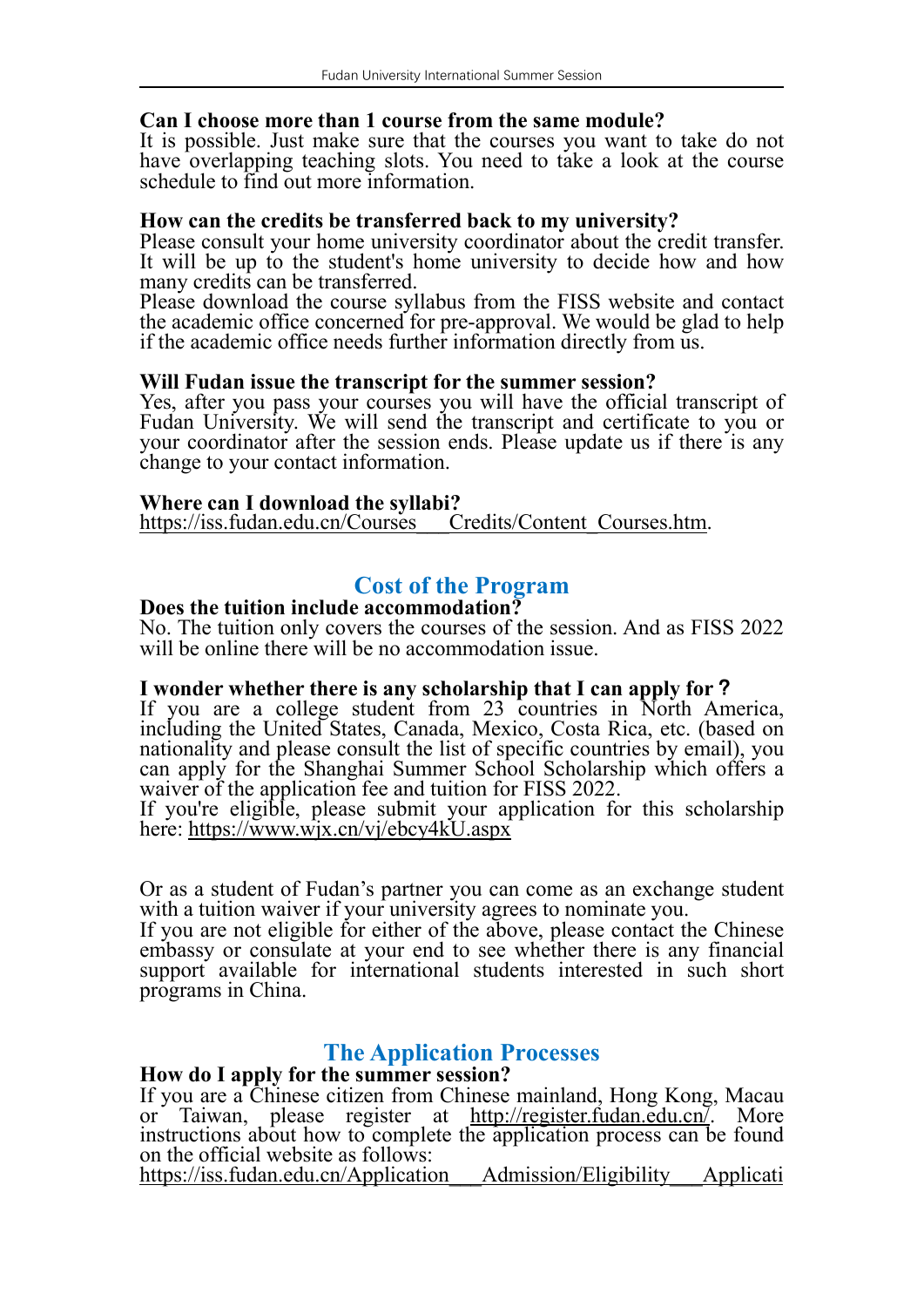**Can I choose more than 1 course from the same module?**
It is possible. Just make sure that the courses you want to take do not have overlapping teaching slots. You need to take a look at the course schedule to find out more information.

**How can the credits be transferred back to my university?**
Please consult your home university coordinator about the credit transfer. It will be up to the student's home university to decide how and how many credits can be transferred.
Please download the course syllabus from the FISS website and contact the academic office concerned for pre-approval. We would be glad to help if the academic office needs further information directly from us.

**Will Fudan issue the transcript for the summer session?**
Yes, after you pass your courses you will have the official transcript of Fudan University. We will send the transcript and certificate to you or your coordinator after the session ends. Please update us if there is any change to your contact information.

**Where can I download the syllabi?**
https://iss.fudan.edu.cn/Courses___Credits/Content_Courses.htm.

## Cost of the Program

**Does the tuition include accommodation?**
No. The tuition only covers the courses of the session. And as FISS 2022 will be online there will be no accommodation issue.

**I wonder whether there is any scholarship that I can apply for？**
If you are a college student from 23 countries in North America, including the United States, Canada, Mexico, Costa Rica, etc. (based on nationality and please consult the list of specific countries by email), you can apply for the Shanghai Summer School Scholarship which offers a waiver of the application fee and tuition for FISS 2022.
If you're eligible, please submit your application for this scholarship here: https://www.wjx.cn/vj/ebcy4kU.aspx

Or as a student of Fudan's partner you can come as an exchange student with a tuition waiver if your university agrees to nominate you.
If you are not eligible for either of the above, please contact the Chinese embassy or consulate at your end to see whether there is any financial support available for international students interested in such short programs in China.

## The Application Processes

**How do I apply for the summer session?**
If you are a Chinese citizen from Chinese mainland, Hong Kong, Macau or Taiwan, please register at http://register.fudan.edu.cn/. More instructions about how to complete the application process can be found on the official website as follows:
https://iss.fudan.edu.cn/Application___Admission/Eligibility___Applicati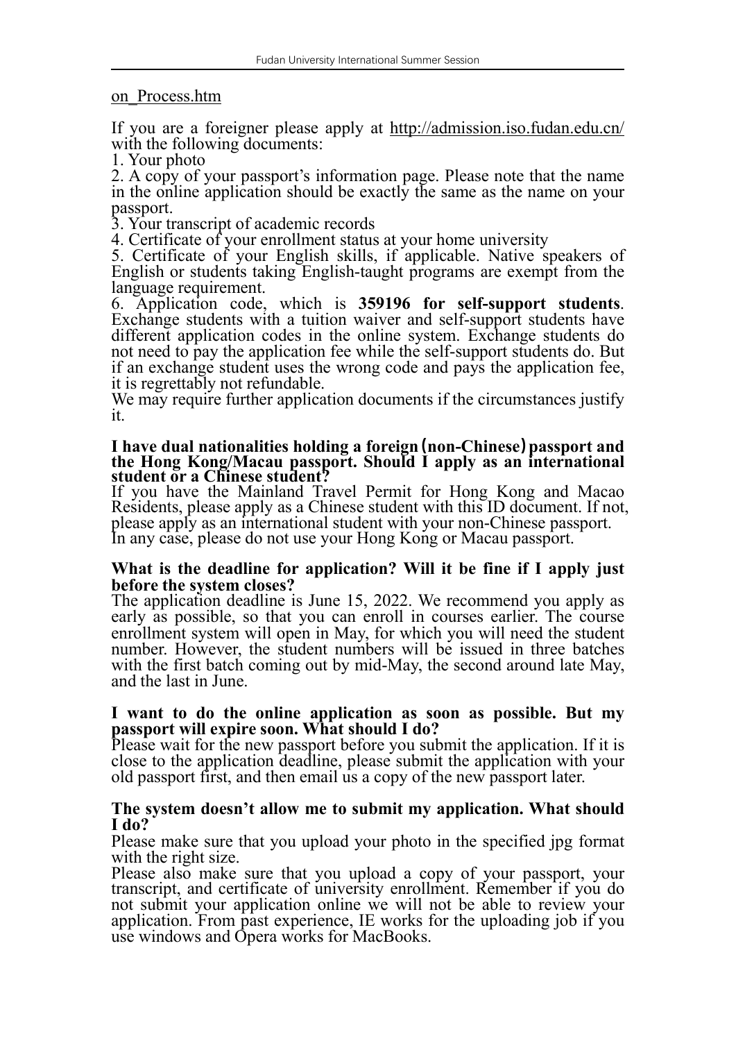on_Process.htm

If you are a foreigner please apply at http://admission.iso.fudan.edu.cn/ with the following documents:

1. Your photo
2. A copy of your passport's information page. Please note that the name in the online application should be exactly the same as the name on your passport.
3. Your transcript of academic records
4. Certificate of your enrollment status at your home university
5. Certificate of your English skills, if applicable. Native speakers of English or students taking English-taught programs are exempt from the language requirement.
6. Application code, which is **359196 for self-support students**. Exchange students with a tuition waiver and self-support students have different application codes in the online system. Exchange students do not need to pay the application fee while the self-support students do. But if an exchange student uses the wrong code and pays the application fee, it is regrettably not refundable.

We may require further application documents if the circumstances justify it.

**I have dual nationalities holding a foreign (non-Chinese) passport and the Hong Kong/Macau passport. Should I apply as an international student or a Chinese student?**

If you have the Mainland Travel Permit for Hong Kong and Macao Residents, please apply as a Chinese student with this ID document. If not, please apply as an international student with your non-Chinese passport. In any case, please do not use your Hong Kong or Macau passport.

**What is the deadline for application? Will it be fine if I apply just before the system closes?**

The application deadline is June 15, 2022. We recommend you apply as early as possible, so that you can enroll in courses earlier. The course enrollment system will open in May, for which you will need the student number. However, the student numbers will be issued in three batches with the first batch coming out by mid-May, the second around late May, and the last in June.

**I want to do the online application as soon as possible. But my passport will expire soon. What should I do?**

Please wait for the new passport before you submit the application. If it is close to the application deadline, please submit the application with your old passport first, and then email us a copy of the new passport later.

**The system doesn't allow me to submit my application. What should I do?**

Please make sure that you upload your photo in the specified jpg format with the right size.

Please also make sure that you upload a copy of your passport, your transcript, and certificate of university enrollment. Remember if you do not submit your application online we will not be able to review your application. From past experience, IE works for the uploading job if you use windows and Opera works for MacBooks.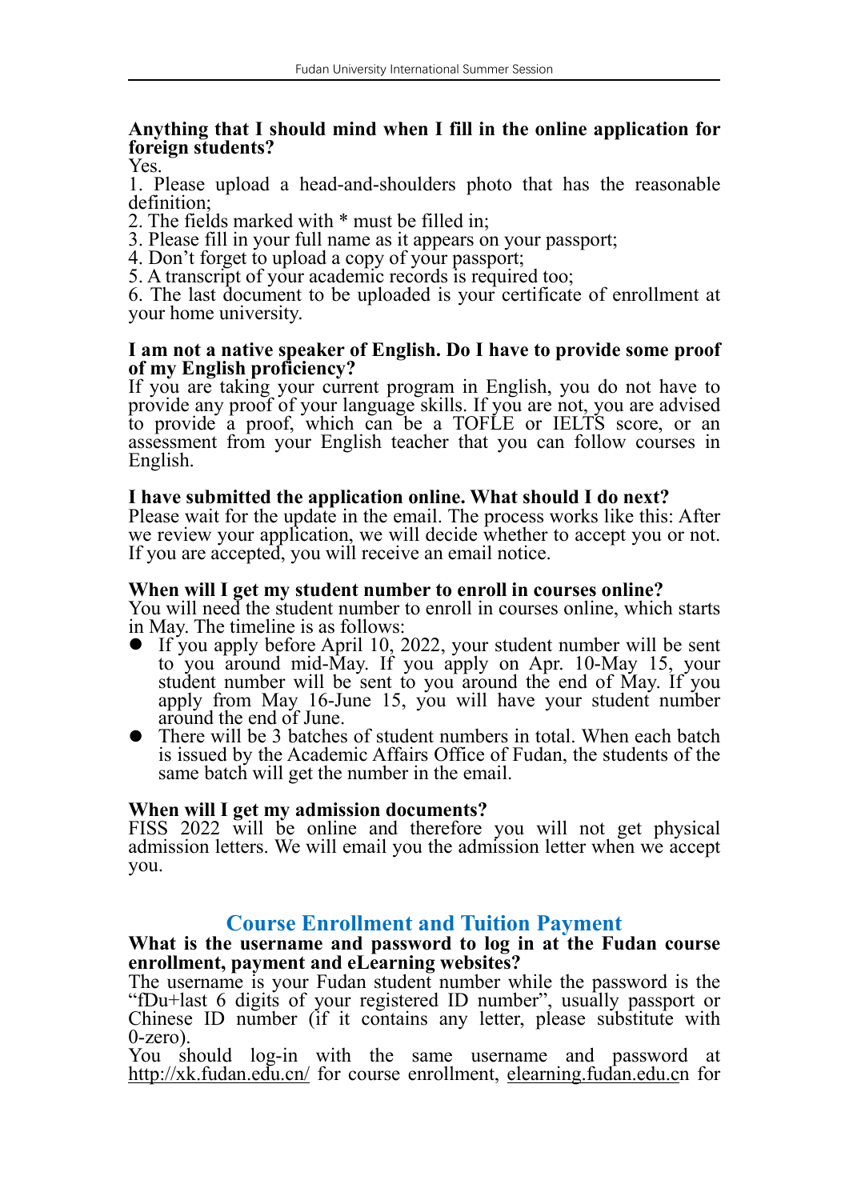**Anything that I should mind when I fill in the online application for foreign students?**

Yes.

1. Please upload a head-and-shoulders photo that has the reasonable definition;
2. The fields marked with * must be filled in;
3. Please fill in your full name as it appears on your passport;
4. Don't forget to upload a copy of your passport;
5. A transcript of your academic records is required too;
6. The last document to be uploaded is your certificate of enrollment at your home university.

**I am not a native speaker of English. Do I have to provide some proof of my English proficiency?**

If you are taking your current program in English, you do not have to provide any proof of your language skills. If you are not, you are advised to provide a proof, which can be a TOFLE or IELTS score, or an assessment from your English teacher that you can follow courses in English.

**I have submitted the application online. What should I do next?**

Please wait for the update in the email. The process works like this: After we review your application, we will decide whether to accept you or not. If you are accepted, you will receive an email notice.

**When will I get my student number to enroll in courses online?**

You will need the student number to enroll in courses online, which starts in May. The timeline is as follows:

- If you apply before April 10, 2022, your student number will be sent to you around mid-May. If you apply on Apr. 10-May 15, your student number will be sent to you around the end of May. If you apply from May 16-June 15, you will have your student number around the end of June.
- There will be 3 batches of student numbers in total. When each batch is issued by the Academic Affairs Office of Fudan, the students of the same batch will get the number in the email.

**When will I get my admission documents?**

FISS 2022 will be online and therefore you will not get physical admission letters. We will email you the admission letter when we accept you.

## Course Enrollment and Tuition Payment

**What is the username and password to log in at the Fudan course enrollment, payment and eLearning websites?**

The username is your Fudan student number while the password is the "fDu+last 6 digits of your registered ID number", usually passport or Chinese ID number (if it contains any letter, please substitute with 0-zero).

You should log-in with the same username and password at http://xk.fudan.edu.cn/ for course enrollment, elearning.fudan.edu.cn for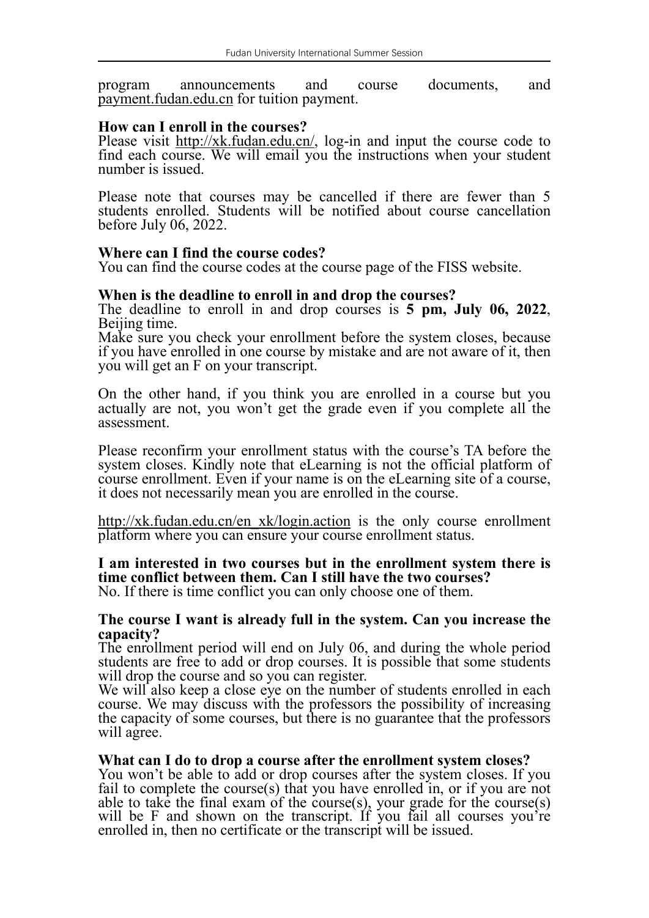program announcements and course documents, and payment.fudan.edu.cn for tuition payment.

**How can I enroll in the courses?**
Please visit http://xk.fudan.edu.cn/, log-in and input the course code to find each course. We will email you the instructions when your student number is issued.

Please note that courses may be cancelled if there are fewer than 5 students enrolled. Students will be notified about course cancellation before July 06, 2022.

**Where can I find the course codes?**
You can find the course codes at the course page of the FISS website.

**When is the deadline to enroll in and drop the courses?**
The deadline to enroll in and drop courses is **5 pm, July 06, 2022**, Beijing time.
Make sure you check your enrollment before the system closes, because if you have enrolled in one course by mistake and are not aware of it, then you will get an F on your transcript.

On the other hand, if you think you are enrolled in a course but you actually are not, you won't get the grade even if you complete all the assessment.

Please reconfirm your enrollment status with the course's TA before the system closes. Kindly note that eLearning is not the official platform of course enrollment. Even if your name is on the eLearning site of a course, it does not necessarily mean you are enrolled in the course.

http://xk.fudan.edu.cn/en_xk/login.action is the only course enrollment platform where you can ensure your course enrollment status.

**I am interested in two courses but in the enrollment system there is time conflict between them. Can I still have the two courses?**
No. If there is time conflict you can only choose one of them.

**The course I want is already full in the system. Can you increase the capacity?**
The enrollment period will end on July 06, and during the whole period students are free to add or drop courses. It is possible that some students will drop the course and so you can register.
We will also keep a close eye on the number of students enrolled in each course. We may discuss with the professors the possibility of increasing the capacity of some courses, but there is no guarantee that the professors will agree.

**What can I do to drop a course after the enrollment system closes?**
You won't be able to add or drop courses after the system closes. If you fail to complete the course(s) that you have enrolled in, or if you are not able to take the final exam of the course(s), your grade for the course(s) will be F and shown on the transcript. If you fail all courses you're enrolled in, then no certificate or the transcript will be issued.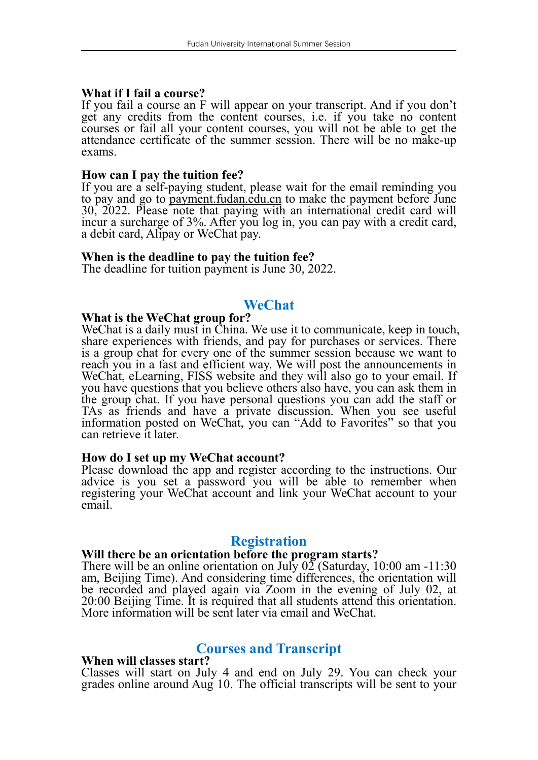**What if I fail a course?**
If you fail a course an F will appear on your transcript. And if you don't get any credits from the content courses, i.e. if you take no content courses or fail all your content courses, you will not be able to get the attendance certificate of the summer session. There will be no make-up exams.

**How can I pay the tuition fee?**
If you are a self-paying student, please wait for the email reminding you to pay and go to payment.fudan.edu.cn to make the payment before June 30, 2022. Please note that paying with an international credit card will incur a surcharge of 3%. After you log in, you can pay with a credit card, a debit card, Alipay or WeChat pay.

**When is the deadline to pay the tuition fee?**
The deadline for tuition payment is June 30, 2022.

## WeChat

**What is the WeChat group for?**
WeChat is a daily must in China. We use it to communicate, keep in touch, share experiences with friends, and pay for purchases or services. There is a group chat for every one of the summer session because we want to reach you in a fast and efficient way. We will post the announcements in WeChat, eLearning, FISS website and they will also go to your email. If you have questions that you believe others also have, you can ask them in the group chat. If you have personal questions you can add the staff or TAs as friends and have a private discussion. When you see useful information posted on WeChat, you can "Add to Favorites" so that you can retrieve it later.

**How do I set up my WeChat account?**
Please download the app and register according to the instructions. Our advice is you set a password you will be able to remember when registering your WeChat account and link your WeChat account to your email.

## Registration

**Will there be an orientation before the program starts?**
There will be an online orientation on July 02 (Saturday, 10:00 am -11:30 am, Beijing Time). And considering time differences, the orientation will be recorded and played again via Zoom in the evening of July 02, at 20:00 Beijing Time. It is required that all students attend this orientation. More information will be sent later via email and WeChat.

## Courses and Transcript

**When will classes start?**
Classes will start on July 4 and end on July 29. You can check your grades online around Aug 10. The official transcripts will be sent to your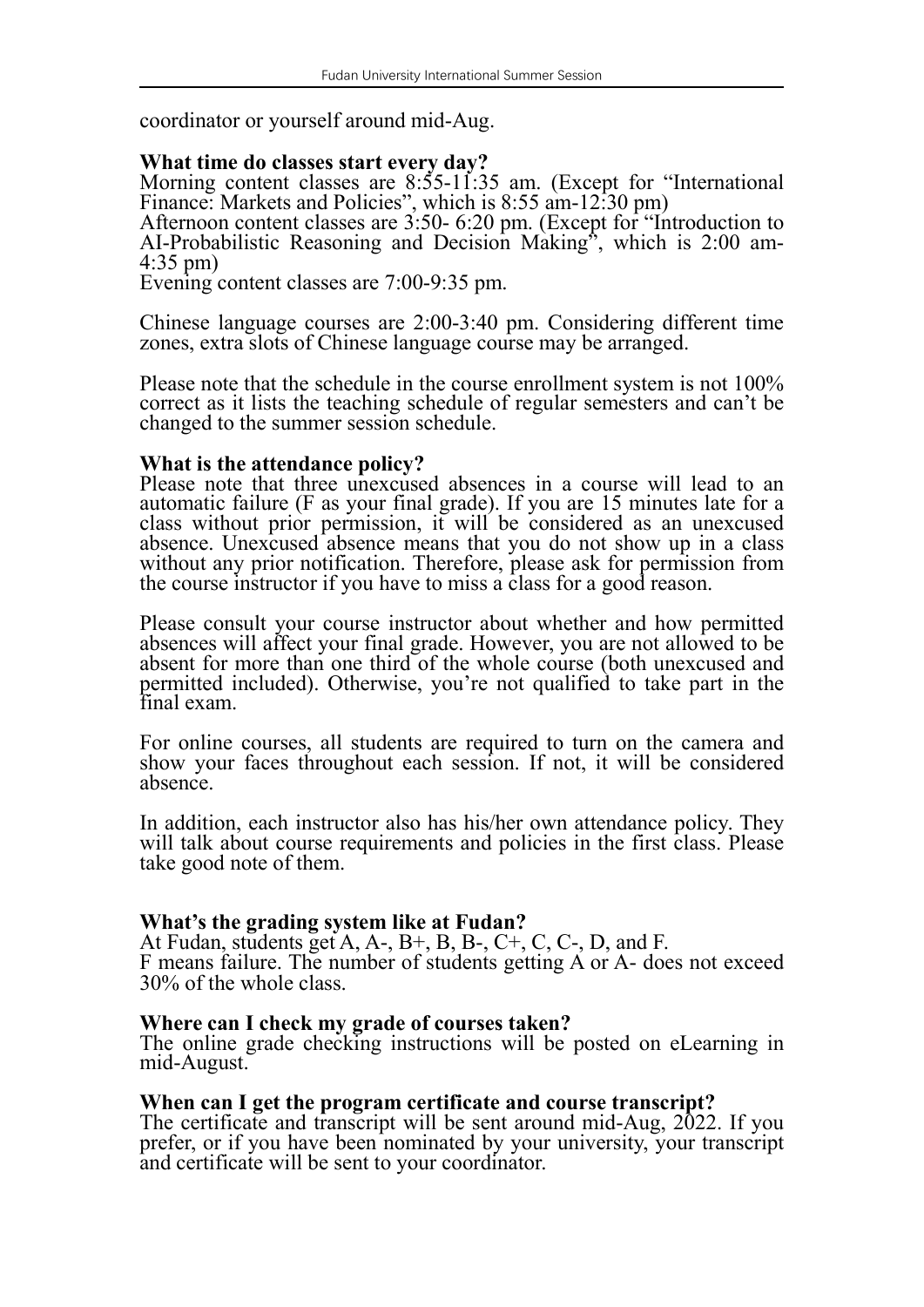coordinator or yourself around mid-Aug.

**What time do classes start every day?**

Morning content classes are 8:55-11:35 am. (Except for "International Finance: Markets and Policies", which is 8:55 am-12:30 pm)

Afternoon content classes are 3:50- 6:20 pm. (Except for "Introduction to AI-Probabilistic Reasoning and Decision Making", which is 2:00 am-4:35 pm)

Evening content classes are 7:00-9:35 pm.

Chinese language courses are 2:00-3:40 pm. Considering different time zones, extra slots of Chinese language course may be arranged.

Please note that the schedule in the course enrollment system is not 100% correct as it lists the teaching schedule of regular semesters and can't be changed to the summer session schedule.

**What is the attendance policy?**

Please note that three unexcused absences in a course will lead to an automatic failure (F as your final grade). If you are 15 minutes late for a class without prior permission, it will be considered as an unexcused absence. Unexcused absence means that you do not show up in a class without any prior notification. Therefore, please ask for permission from the course instructor if you have to miss a class for a good reason.

Please consult your course instructor about whether and how permitted absences will affect your final grade. However, you are not allowed to be absent for more than one third of the whole course (both unexcused and permitted included). Otherwise, you're not qualified to take part in the final exam.

For online courses, all students are required to turn on the camera and show your faces throughout each session. If not, it will be considered absence.

In addition, each instructor also has his/her own attendance policy. They will talk about course requirements and policies in the first class. Please take good note of them.

**What's the grading system like at Fudan?**

At Fudan, students get A, A-, B+, B, B-, C+, C, C-, D, and F.

F means failure. The number of students getting A or A- does not exceed 30% of the whole class.

**Where can I check my grade of courses taken?**

The online grade checking instructions will be posted on eLearning in mid-August.

**When can I get the program certificate and course transcript?**

The certificate and transcript will be sent around mid-Aug, 2022. If you prefer, or if you have been nominated by your university, your transcript and certificate will be sent to your coordinator.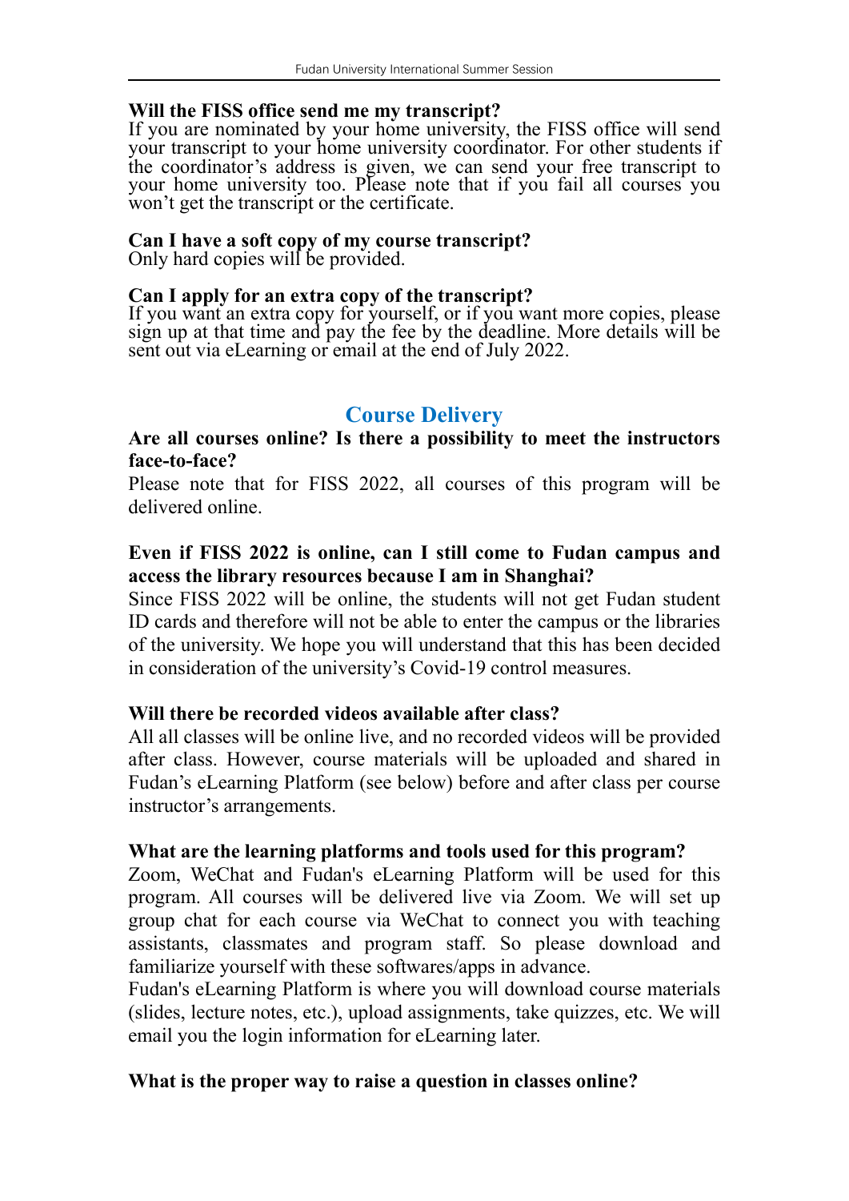**Will the FISS office send me my transcript?**
If you are nominated by your home university, the FISS office will send your transcript to your home university coordinator. For other students if the coordinator's address is given, we can send your free transcript to your home university too. Please note that if you fail all courses you won't get the transcript or the certificate.

**Can I have a soft copy of my course transcript?**
Only hard copies will be provided.

**Can I apply for an extra copy of the transcript?**
If you want an extra copy for yourself, or if you want more copies, please sign up at that time and pay the fee by the deadline. More details will be sent out via eLearning or email at the end of July 2022.

## Course Delivery

**Are all courses online? Is there a possibility to meet the instructors face-to-face?**
Please note that for FISS 2022, all courses of this program will be delivered online.

**Even if FISS 2022 is online, can I still come to Fudan campus and access the library resources because I am in Shanghai?**
Since FISS 2022 will be online, the students will not get Fudan student ID cards and therefore will not be able to enter the campus or the libraries of the university. We hope you will understand that this has been decided in consideration of the university's Covid-19 control measures.

**Will there be recorded videos available after class?**
All all classes will be online live, and no recorded videos will be provided after class. However, course materials will be uploaded and shared in Fudan's eLearning Platform (see below) before and after class per course instructor's arrangements.

**What are the learning platforms and tools used for this program?**
Zoom, WeChat and Fudan's eLearning Platform will be used for this program. All courses will be delivered live via Zoom. We will set up group chat for each course via WeChat to connect you with teaching assistants, classmates and program staff. So please download and familiarize yourself with these softwares/apps in advance.
Fudan's eLearning Platform is where you will download course materials (slides, lecture notes, etc.), upload assignments, take quizzes, etc. We will email you the login information for eLearning later.

**What is the proper way to raise a question in classes online?**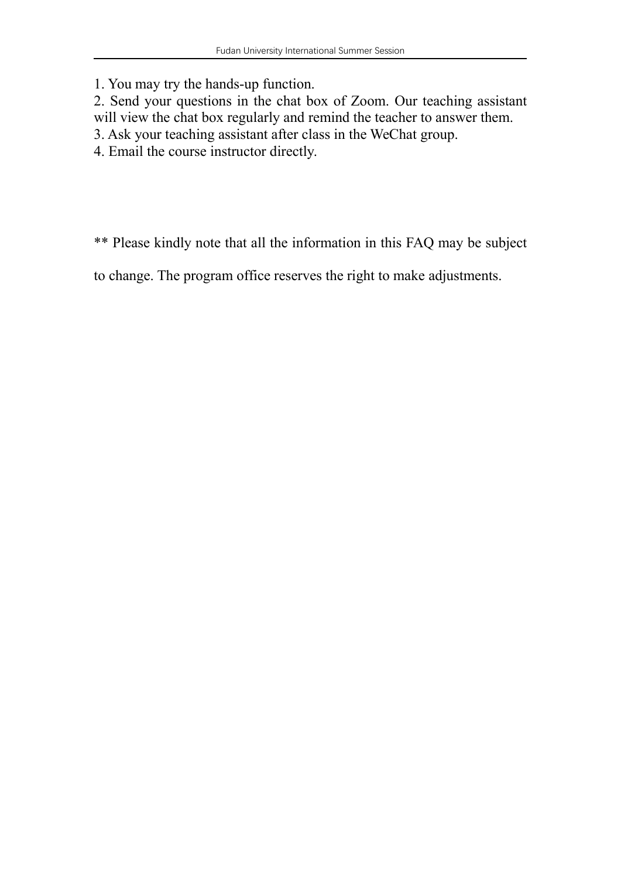1. You may try the hands-up function.
2. Send your questions in the chat box of Zoom. Our teaching assistant will view the chat box regularly and remind the teacher to answer them.
3. Ask your teaching assistant after class in the WeChat group.
4. Email the course instructor directly.

** Please kindly note that all the information in this FAQ may be subject to change. The program office reserves the right to make adjustments.